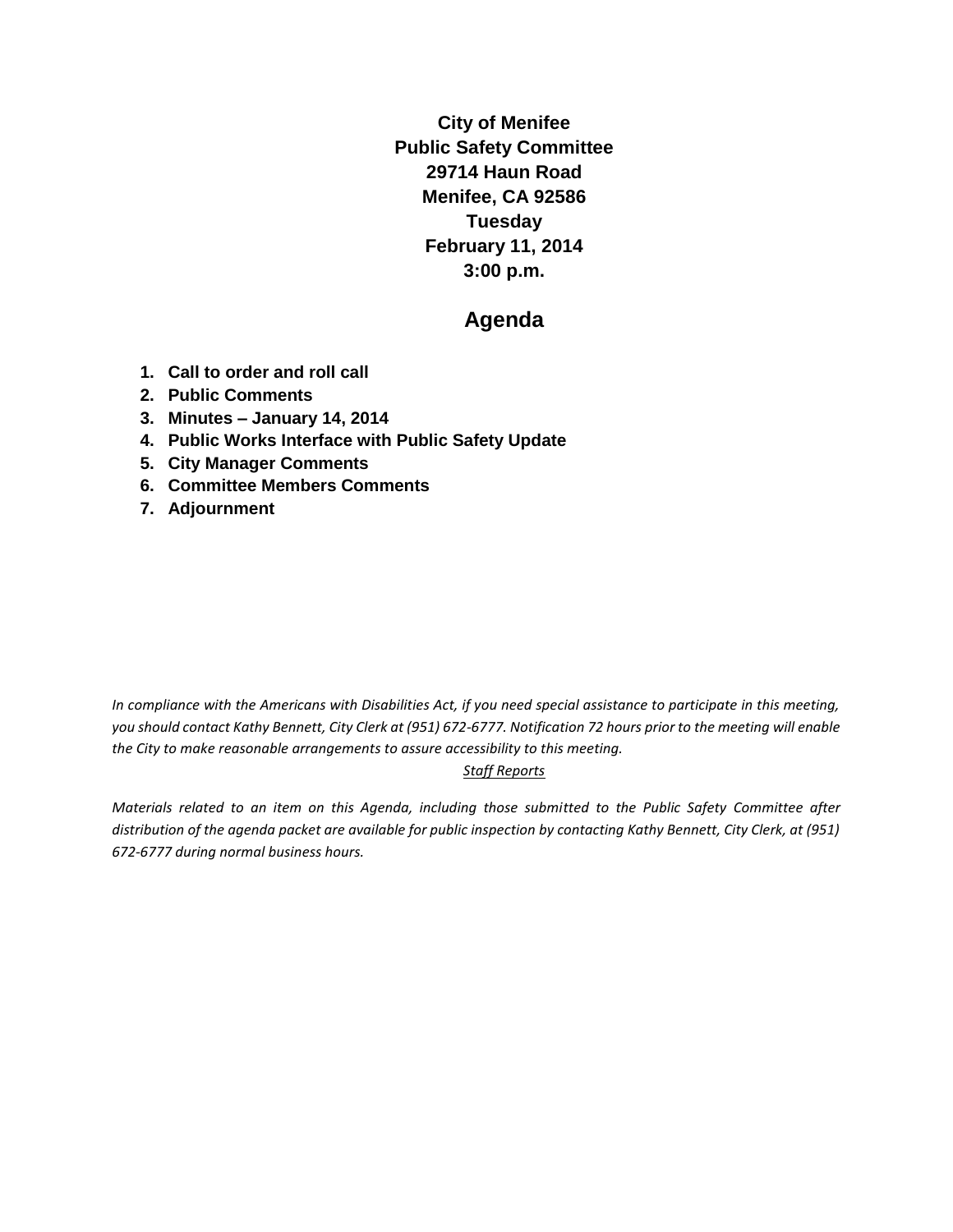**City of Menifee**
**Public Safety Committee**
**29714 Haun Road**
**Menifee, CA 92586**
**Tuesday**
**February 11, 2014**
**3:00 p.m.**

# Agenda

1. **Call to order and roll call**
2. **Public Comments**
3. **Minutes – January 14, 2014**
4. **Public Works Interface with Public Safety Update**
5. **City Manager Comments**
6. **Committee Members Comments**
7. **Adjournment**

*In compliance with the Americans with Disabilities Act, if you need special assistance to participate in this meeting, you should contact Kathy Bennett, City Clerk at (951) 672-6777. Notification 72 hours prior to the meeting will enable the City to make reasonable arrangements to assure accessibility to this meeting.*

*Staff Reports*

*Materials related to an item on this Agenda, including those submitted to the Public Safety Committee after distribution of the agenda packet are available for public inspection by contacting Kathy Bennett, City Clerk, at (951) 672-6777 during normal business hours.*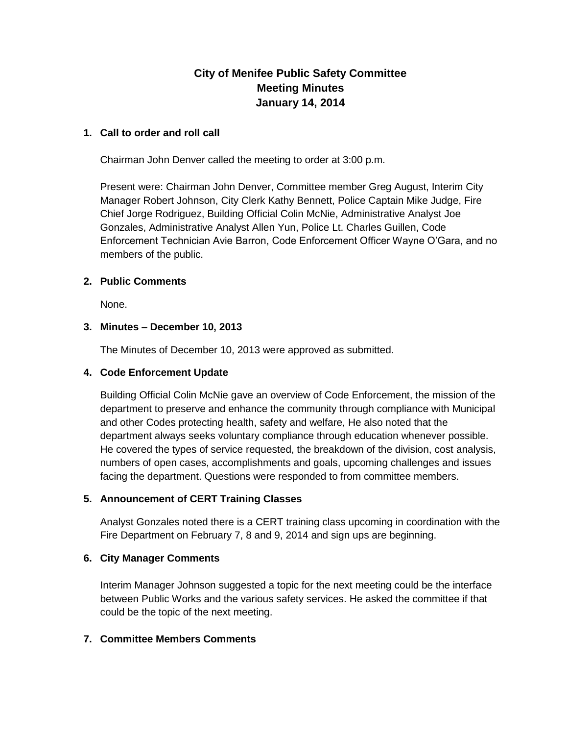# City of Menifee Public Safety Committee
# Meeting Minutes
# January 14, 2014

**1. Call to order and roll call**

Chairman John Denver called the meeting to order at 3:00 p.m.

Present were: Chairman John Denver, Committee member Greg August, Interim City Manager Robert Johnson, City Clerk Kathy Bennett, Police Captain Mike Judge, Fire Chief Jorge Rodriguez, Building Official Colin McNie, Administrative Analyst Joe Gonzales, Administrative Analyst Allen Yun, Police Lt. Charles Guillen, Code Enforcement Technician Avie Barron, Code Enforcement Officer Wayne O'Gara, and no members of the public.

**2. Public Comments**

None.

**3. Minutes – December 10, 2013**

The Minutes of December 10, 2013 were approved as submitted.

**4. Code Enforcement Update**

Building Official Colin McNie gave an overview of Code Enforcement, the mission of the department to preserve and enhance the community through compliance with Municipal and other Codes protecting health, safety and welfare, He also noted that the department always seeks voluntary compliance through education whenever possible. He covered the types of service requested, the breakdown of the division, cost analysis, numbers of open cases, accomplishments and goals, upcoming challenges and issues facing the department. Questions were responded to from committee members.

**5. Announcement of CERT Training Classes**

Analyst Gonzales noted there is a CERT training class upcoming in coordination with the Fire Department on February 7, 8 and 9, 2014 and sign ups are beginning.

**6. City Manager Comments**

Interim Manager Johnson suggested a topic for the next meeting could be the interface between Public Works and the various safety services. He asked the committee if that could be the topic of the next meeting.

**7. Committee Members Comments**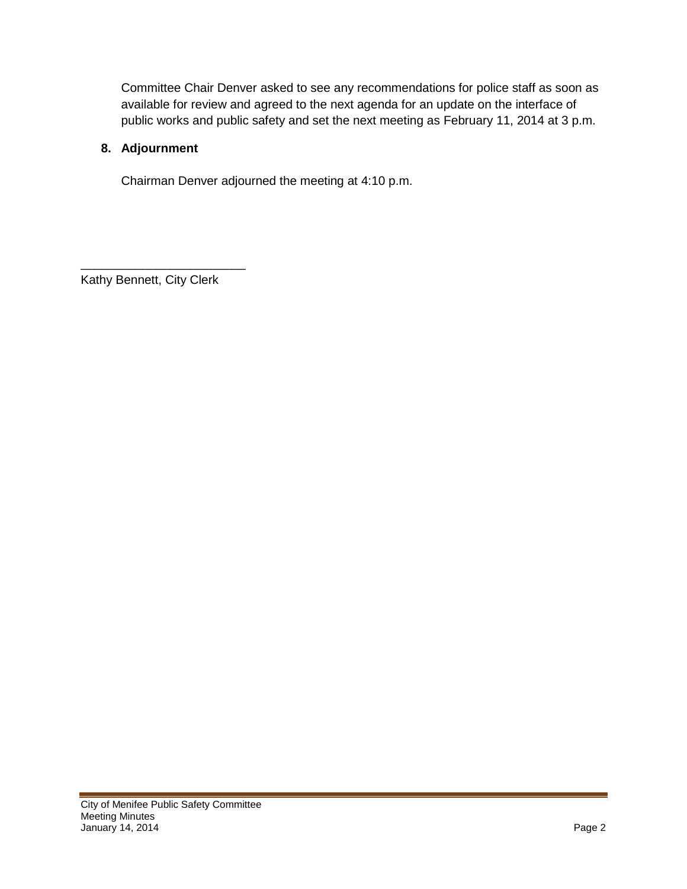Committee Chair Denver asked to see any recommendations for police staff as soon as available for review and agreed to the next agenda for an update on the interface of public works and public safety and set the next meeting as February 11, 2014 at 3 p.m.

8. **Adjournment**

Chairman Denver adjourned the meeting at 4:10 p.m.

_________________________
Kathy Bennett, City Clerk